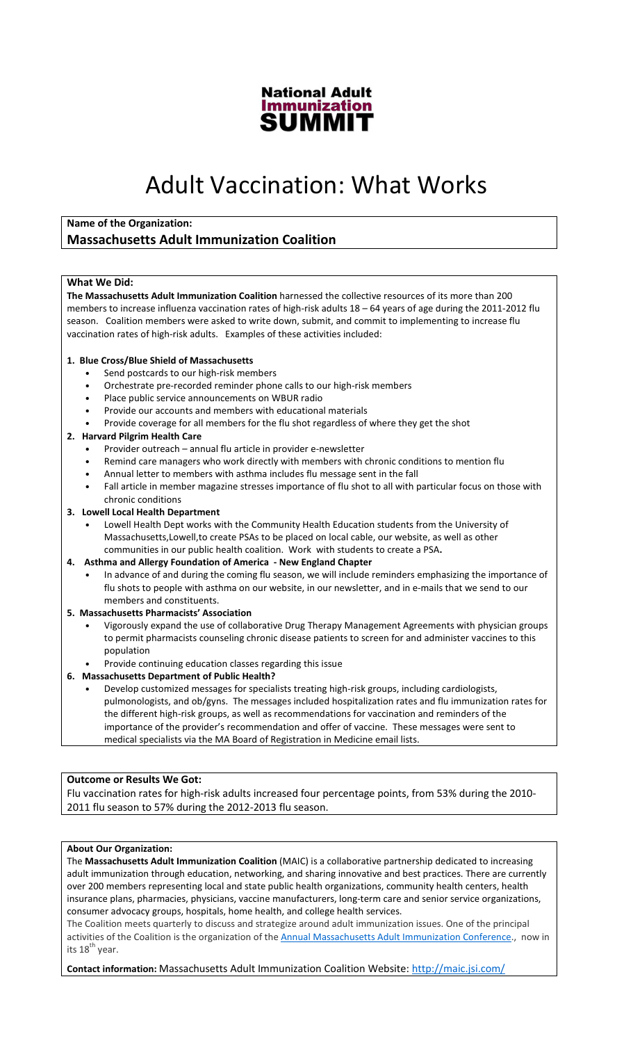**National Adult Immunization SUMMIT**

# Adult Vaccination: What Works

**Name of the Organization:**

## Massachusetts Adult Immunization Coalition

**What We Did:**

**The Massachusetts Adult Immunization Coalition** harnessed the collective resources of its more than 200 members to increase influenza vaccination rates of high-risk adults 18 – 64 years of age during the 2011-2012 flu season. Coalition members were asked to write down, submit, and commit to implementing to increase flu vaccination rates of high-risk adults. Examples of these activities included:

**1. Blue Cross/Blue Shield of Massachusetts**

- Send postcards to our high-risk members
- Orchestrate pre-recorded reminder phone calls to our high-risk members
- Place public service announcements on WBUR radio
- Provide our accounts and members with educational materials
- Provide coverage for all members for the flu shot regardless of where they get the shot

**2. Harvard Pilgrim Health Care**

- Provider outreach – annual flu article in provider e-newsletter
- Remind care managers who work directly with members with chronic conditions to mention flu
- Annual letter to members with asthma includes flu message sent in the fall
- Fall article in member magazine stresses importance of flu shot to all with particular focus on those with chronic conditions

**3. Lowell Local Health Department**

- Lowell Health Dept works with the Community Health Education students from the University of Massachusetts,Lowell,to create PSAs to be placed on local cable, our website, as well as other communities in our public health coalition. Work with students to create a PSA**.**

**4. Asthma and Allergy Foundation of America - New England Chapter**

- In advance of and during the coming flu season, we will include reminders emphasizing the importance of flu shots to people with asthma on our website, in our newsletter, and in e-mails that we send to our members and constituents.

**5. Massachusetts Pharmacists' Association**

- Vigorously expand the use of collaborative Drug Therapy Management Agreements with physician groups to permit pharmacists counseling chronic disease patients to screen for and administer vaccines to this population
- Provide continuing education classes regarding this issue

**6. Massachusetts Department of Public Health?**

- Develop customized messages for specialists treating high-risk groups, including cardiologists, pulmonologists, and ob/gyns. The messages included hospitalization rates and flu immunization rates for the different high-risk groups, as well as recommendations for vaccination and reminders of the importance of the provider's recommendation and offer of vaccine. These messages were sent to medical specialists via the MA Board of Registration in Medicine email lists.

**Outcome or Results We Got:**

Flu vaccination rates for high-risk adults increased four percentage points, from 53% during the 2010-2011 flu season to 57% during the 2012-2013 flu season.

**About Our Organization:**

The **Massachusetts Adult Immunization Coalition** (MAIC) is a collaborative partnership dedicated to increasing adult immunization through education, networking, and sharing innovative and best practices. There are currently over 200 members representing local and state public health organizations, community health centers, health insurance plans, pharmacies, physicians, vaccine manufacturers, long-term care and senior service organizations, consumer advocacy groups, hospitals, home health, and college health services.

The Coalition meets quarterly to discuss and strategize around adult immunization issues. One of the principal activities of the Coalition is the organization of the Annual Massachusetts Adult Immunization Conference., now in its 18th year.

**Contact information:** Massachusetts Adult Immunization Coalition Website: http://maic.jsi.com/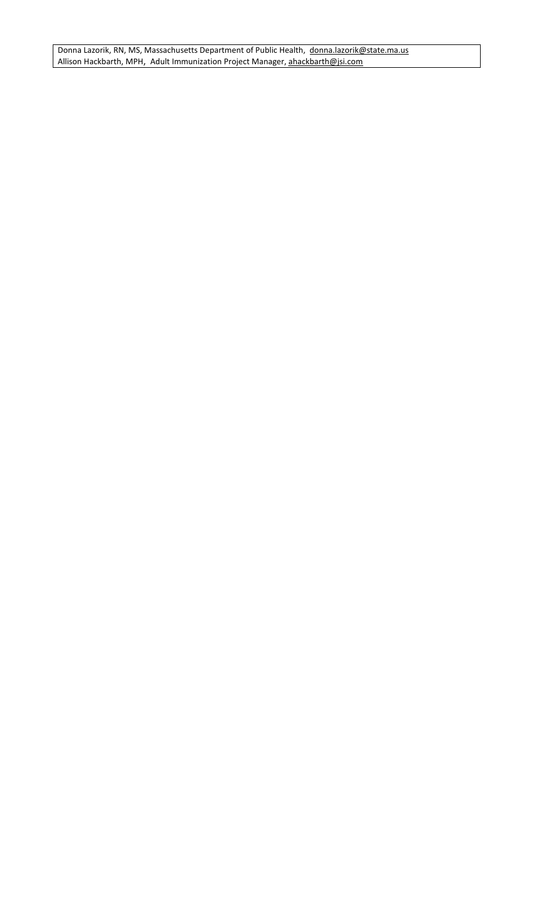Donna Lazorik, RN, MS, Massachusetts Department of Public Health, donna.lazorik@state.ma.us
Allison Hackbarth, MPH, Adult Immunization Project Manager, ahackbarth@jsi.com